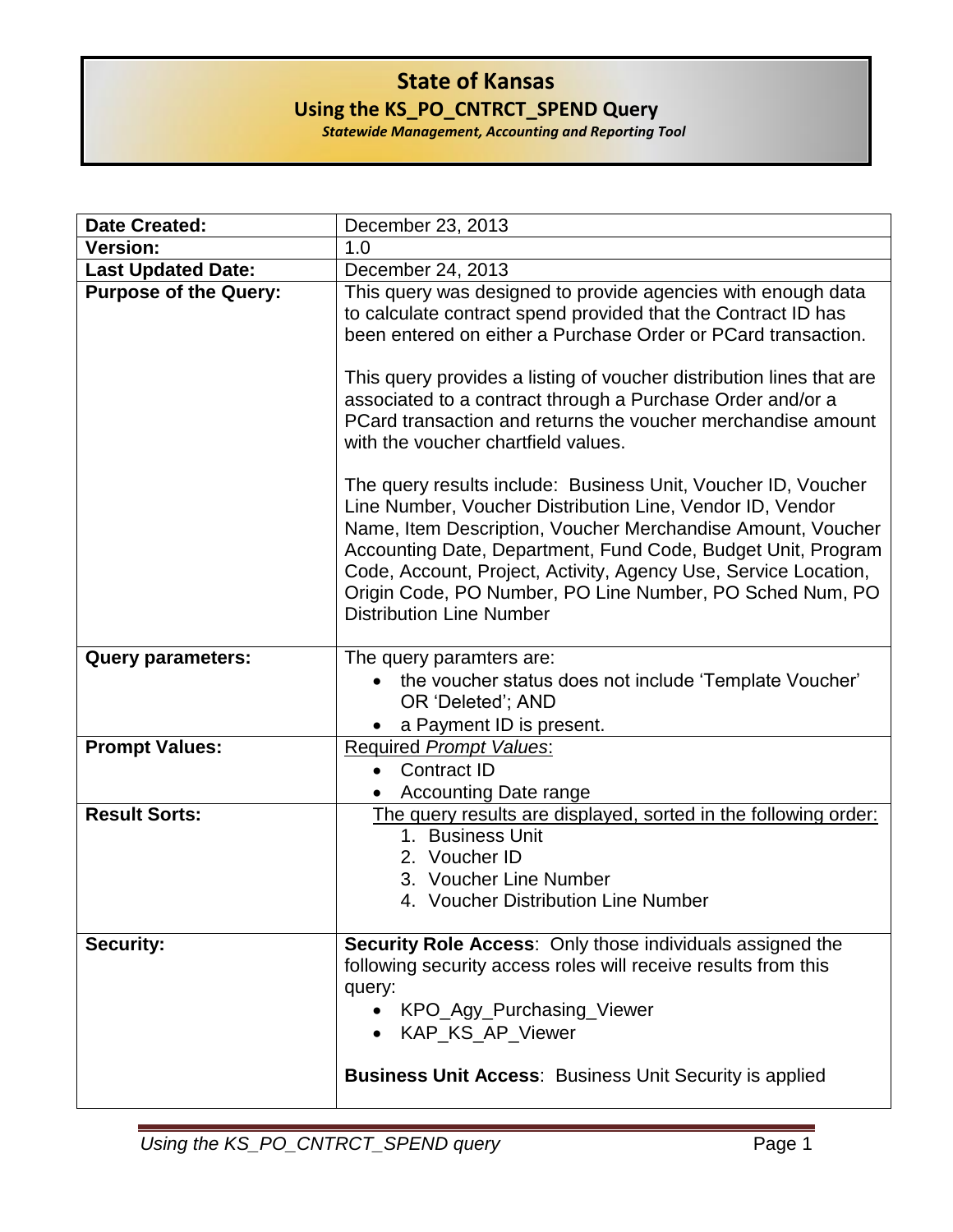# State of Kansas

## Using the KS_PO_CNTRCT_SPEND Query

***Statewide Management, Accounting and Reporting Tool***

| | |
|---|---|
| **Date Created:** | December 23, 2013 |
| **Version:** | 1.0 |
| **Last Updated Date:** | December 24, 2013 |
| **Purpose of the Query:** | This query was designed to provide agencies with enough data to calculate contract spend provided that the Contract ID has been entered on either a Purchase Order or PCard transaction.<br><br>This query provides a listing of voucher distribution lines that are associated to a contract through a Purchase Order and/or a PCard transaction and returns the voucher merchandise amount with the voucher chartfield values.<br><br>The query results include: Business Unit, Voucher ID, Voucher Line Number, Voucher Distribution Line, Vendor ID, Vendor Name, Item Description, Voucher Merchandise Amount, Voucher Accounting Date, Department, Fund Code, Budget Unit, Program Code, Account, Project, Activity, Agency Use, Service Location, Origin Code, PO Number, PO Line Number, PO Sched Num, PO Distribution Line Number |
| **Query parameters:** | The query paramters are:<br>• the voucher status does not include 'Template Voucher' OR 'Deleted'; AND<br>• a Payment ID is present. |
| **Prompt Values:** | Required *Prompt Values*:<br>• Contract ID<br>• Accounting Date range |
| **Result Sorts:** | The query results are displayed, sorted in the following order:<br>1. Business Unit<br>2. Voucher ID<br>3. Voucher Line Number<br>4. Voucher Distribution Line Number |
| **Security:** | **Security Role Access**: Only those individuals assigned the following security access roles will receive results from this query:<br>• KPO_Agy_Purchasing_Viewer<br>• KAP_KS_AP_Viewer<br><br>**Business Unit Access**: Business Unit Security is applied |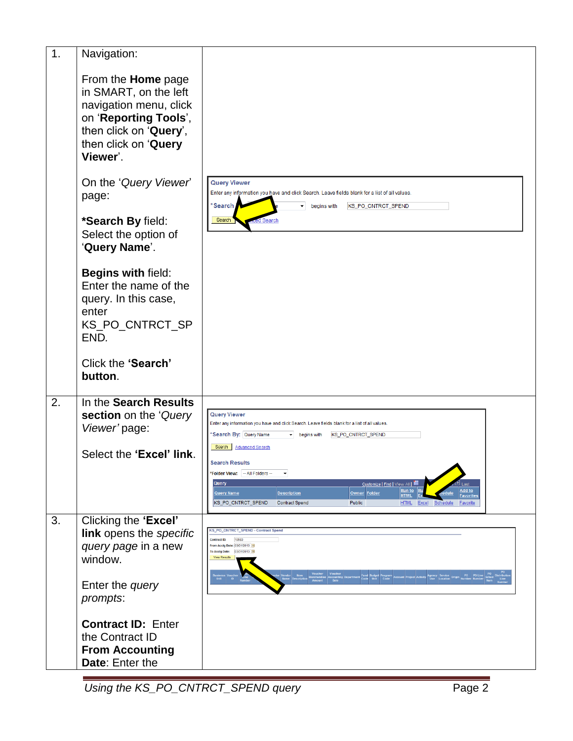| | | |
|---|---|---|
| 1. | Navigation:<br><br>From the **Home** page in SMART, on the left navigation menu, click on '**Reporting Tools**', then click on '**Query**', then click on '**Query Viewer**'.<br><br>On the '*Query Viewer*' page:<br><br>***Search By** field: Select the option of '**Query Name**'.<br><br>**Begins with** field: Enter the name of the query. In this case, enter KS_PO_CNTRCT_SPEND.<br><br>Click the **'Search' button**. | |
| 2. | In the **Search Results section** on the '*Query Viewer'* page:<br><br>Select the **'Excel' link**. | |
| 3. | Clicking the **'Excel' link** opens the *specific query page* in a new window.<br><br>Enter the *query prompts*:<br><br>**Contract ID:** Enter the Contract ID<br>**From Accounting Date**: Enter the | |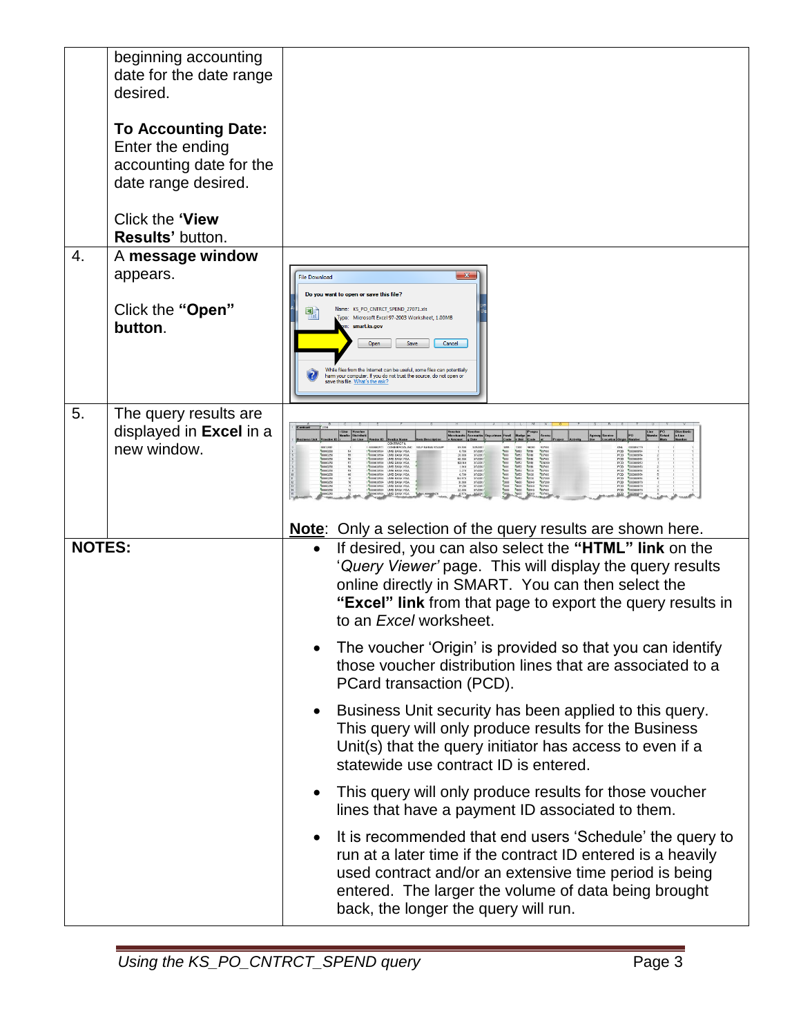| | | |
|---|---|---|
| | beginning accounting date for the date range desired.<br><br>**To Accounting Date:** Enter the ending accounting date for the date range desired.<br><br>Click the **'View Results'** button. | |
| 4. | A **message window** appears.<br><br>Click the **"Open" button**. | |
| 5. | The query results are displayed in **Excel** in a new window. | **Note**: Only a selection of the query results are shown here. |
| **NOTES:** | | • If desired, you can also select the **"HTML" link** on the '*Query Viewer'* page. This will display the query results online directly in SMART. You can then select the **"Excel" link** from that page to export the query results in to an *Excel* worksheet.<br><br>• The voucher 'Origin' is provided so that you can identify those voucher distribution lines that are associated to a PCard transaction (PCD).<br><br>• Business Unit security has been applied to this query. This query will only produce results for the Business Unit(s) that the query initiator has access to even if a statewide use contract ID is entered.<br><br>• This query will only produce results for those voucher lines that have a payment ID associated to them.<br><br>• It is recommended that end users 'Schedule' the query to run at a later time if the contract ID entered is a heavily used contract and/or an extensive time period is being entered. The larger the volume of data being brought back, the longer the query will run. |